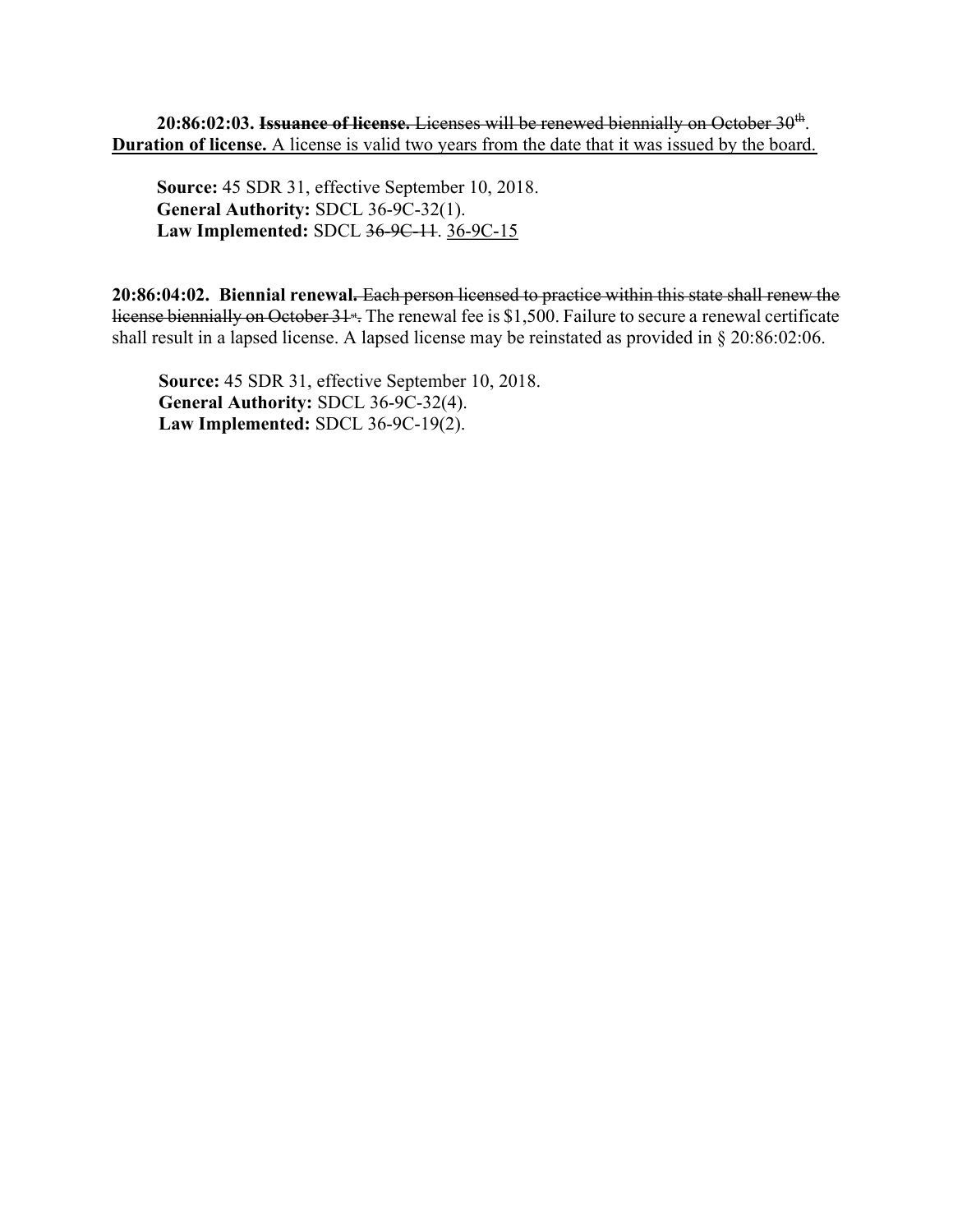**20:86:02:03.** ~~**Issuance of license.** Licenses will be renewed biennially on October 30th~~. <u>**Duration of license.** A license is valid two years from the date that it was issued by the board.</u>

**Source:** 45 SDR 31, effective September 10, 2018.
**General Authority:** SDCL 36-9C-32(1).
**Law Implemented:** SDCL ~~36-9C-11~~. <u>36-9C-15</u>

**20:86:04:02. Biennial renewal**~~. Each person licensed to practice within this state shall renew the license biennially on October 31st.~~ The renewal fee is $1,500. Failure to secure a renewal certificate shall result in a lapsed license. A lapsed license may be reinstated as provided in § 20:86:02:06.

**Source:** 45 SDR 31, effective September 10, 2018.
**General Authority:** SDCL 36-9C-32(4).
**Law Implemented:** SDCL 36-9C-19(2).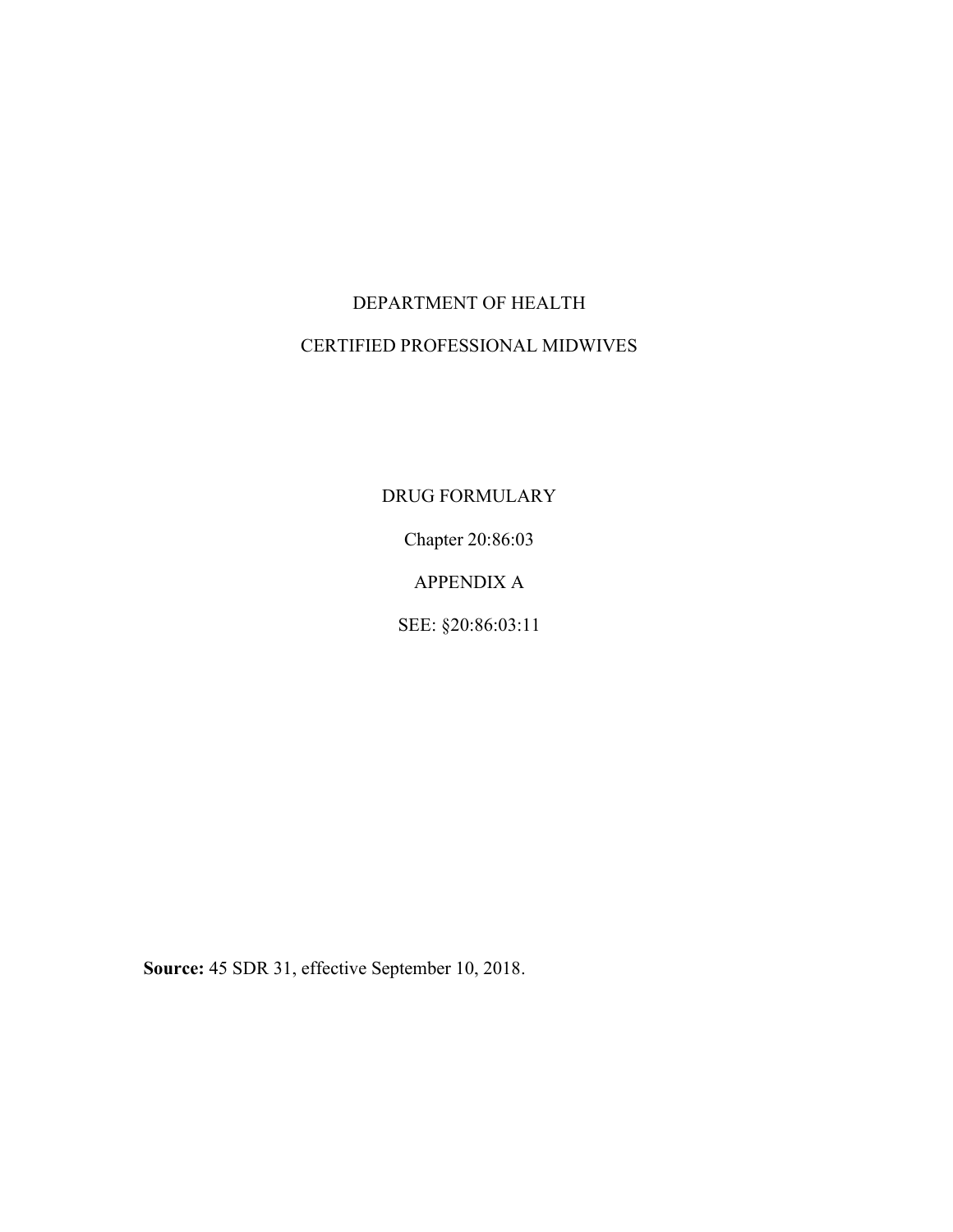DEPARTMENT OF HEALTH

CERTIFIED PROFESSIONAL MIDWIVES

DRUG FORMULARY

Chapter 20:86:03

APPENDIX A

SEE: §20:86:03:11

**Source:** 45 SDR 31, effective September 10, 2018.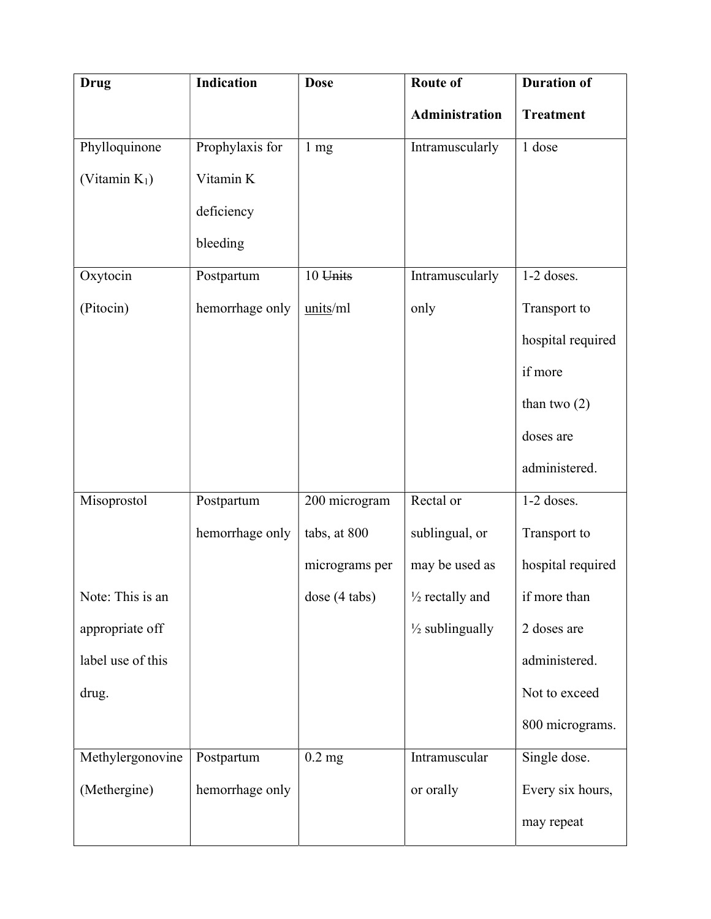| Drug | Indication | Dose | Route of Administration | Duration of Treatment |
| --- | --- | --- | --- | --- |
| Phylloquinone (Vitamin $K_1$) | Prophylaxis for Vitamin K deficiency bleeding | 1 mg | Intramuscularly | 1 dose |
| Oxytocin (Pitocin) | Postpartum hemorrhage only | 10 ~~Units~~ <u>units</u>/ml | Intramuscularly only | 1-2 doses. Transport to hospital required if more than two (2) doses are administered. |
| Misoprostol<br><br>Note: This is an appropriate off label use of this drug. | Postpartum hemorrhage only | 200 microgram tabs, at 800 micrograms per dose (4 tabs) | Rectal or sublingual, or may be used as ½ rectally and ½ sublingually | 1-2 doses. Transport to hospital required if more than 2 doses are administered. Not to exceed 800 micrograms. |
| Methylergonovine (Methergine) | Postpartum hemorrhage only | 0.2 mg | Intramuscular or orally | Single dose. Every six hours, may repeat |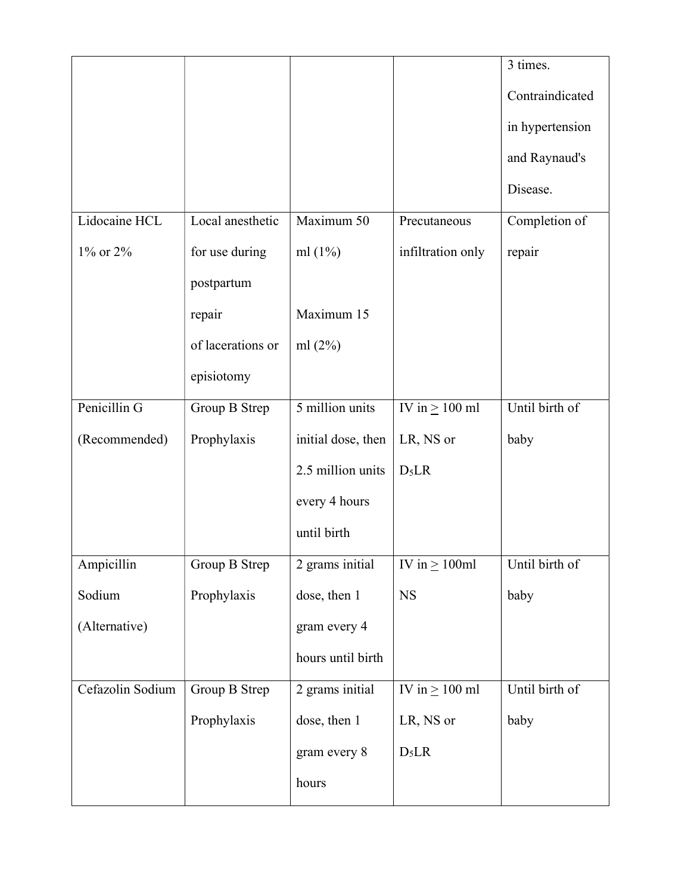| | | | | |
|---|---|---|---|---|
| | | | | 3 times. Contraindicated in hypertension and Raynaud's Disease. |
| Lidocaine HCL 1% or 2% | Local anesthetic for use during postpartum repair of lacerations or episiotomy | Maximum 50 ml (1%)<br><br>Maximum 15 ml (2%) | Precutaneous infiltration only | Completion of repair |
| Penicillin G (Recommended) | Group B Strep Prophylaxis | 5 million units initial dose, then 2.5 million units every 4 hours until birth | IV in $\geq$ 100 ml LR, NS or $D_5LR$ | Until birth of baby |
| Ampicillin Sodium (Alternative) | Group B Strep Prophylaxis | 2 grams initial dose, then 1 gram every 4 hours until birth | IV in $\geq$ 100ml NS | Until birth of baby |
| Cefazolin Sodium | Group B Strep Prophylaxis | 2 grams initial dose, then 1 gram every 8 hours | IV in $\geq$ 100 ml LR, NS or $D_5LR$ | Until birth of baby |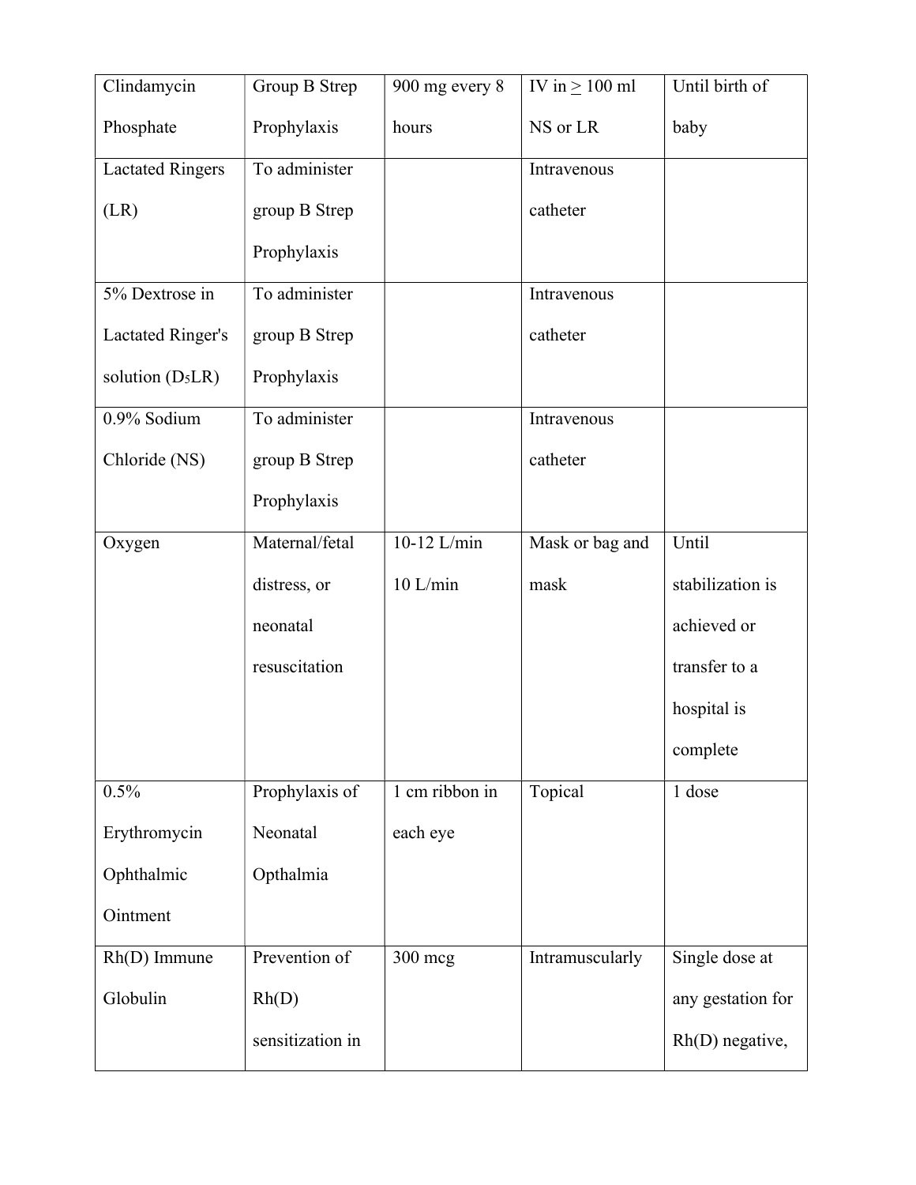| | | | | |
|---|---|---|---|---|
| Clindamycin Phosphate | Group B Strep Prophylaxis | 900 mg every 8 hours | IV in ≥ 100 ml NS or LR | Until birth of baby |
| Lactated Ringers (LR) | To administer group B Strep Prophylaxis | | Intravenous catheter | |
| 5% Dextrose in Lactated Ringer's solution ($D_5LR$) | To administer group B Strep Prophylaxis | | Intravenous catheter | |
| 0.9% Sodium Chloride (NS) | To administer group B Strep Prophylaxis | | Intravenous catheter | |
| Oxygen | Maternal/fetal distress, or neonatal resuscitation | 10-12 L/min 10 L/min | Mask or bag and mask | Until stabilization is achieved or transfer to a hospital is complete |
| 0.5% Erythromycin Ophthalmic Ointment | Prophylaxis of Neonatal Opthalmia | 1 cm ribbon in each eye | Topical | 1 dose |
| Rh(D) Immune Globulin | Prevention of Rh(D) sensitization in | 300 mcg | Intramuscularly | Single dose at any gestation for Rh(D) negative, |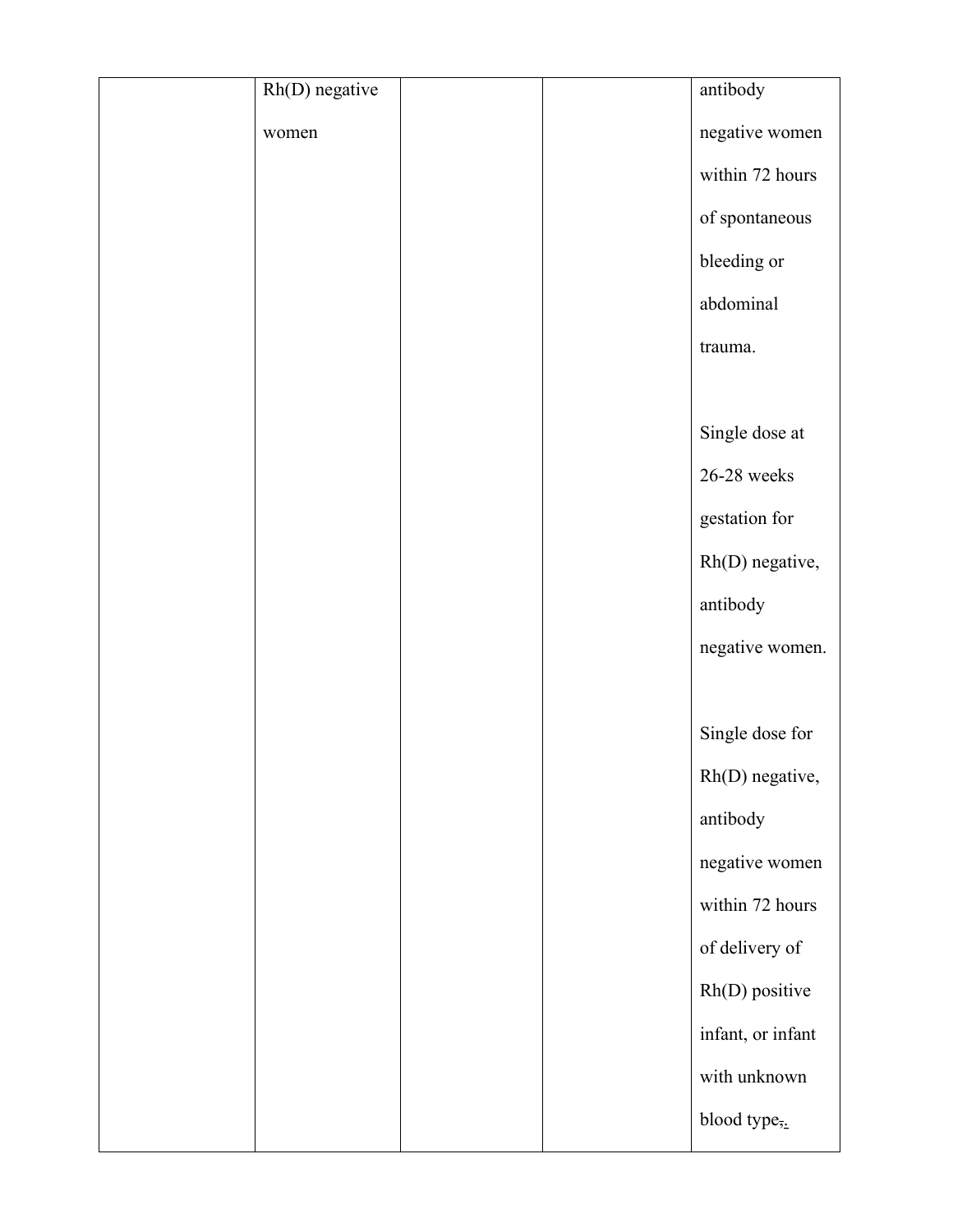| | | | | |
|---|---|---|---|---|
| | Rh(D) negative women | | | antibody negative women within 72 hours of spontaneous bleeding or abdominal trauma.<br><br>Single dose at 26-28 weeks gestation for Rh(D) negative, antibody negative women.<br><br>Single dose for Rh(D) negative, antibody negative women within 72 hours of delivery of Rh(D) positive infant, or infant with unknown blood type,. |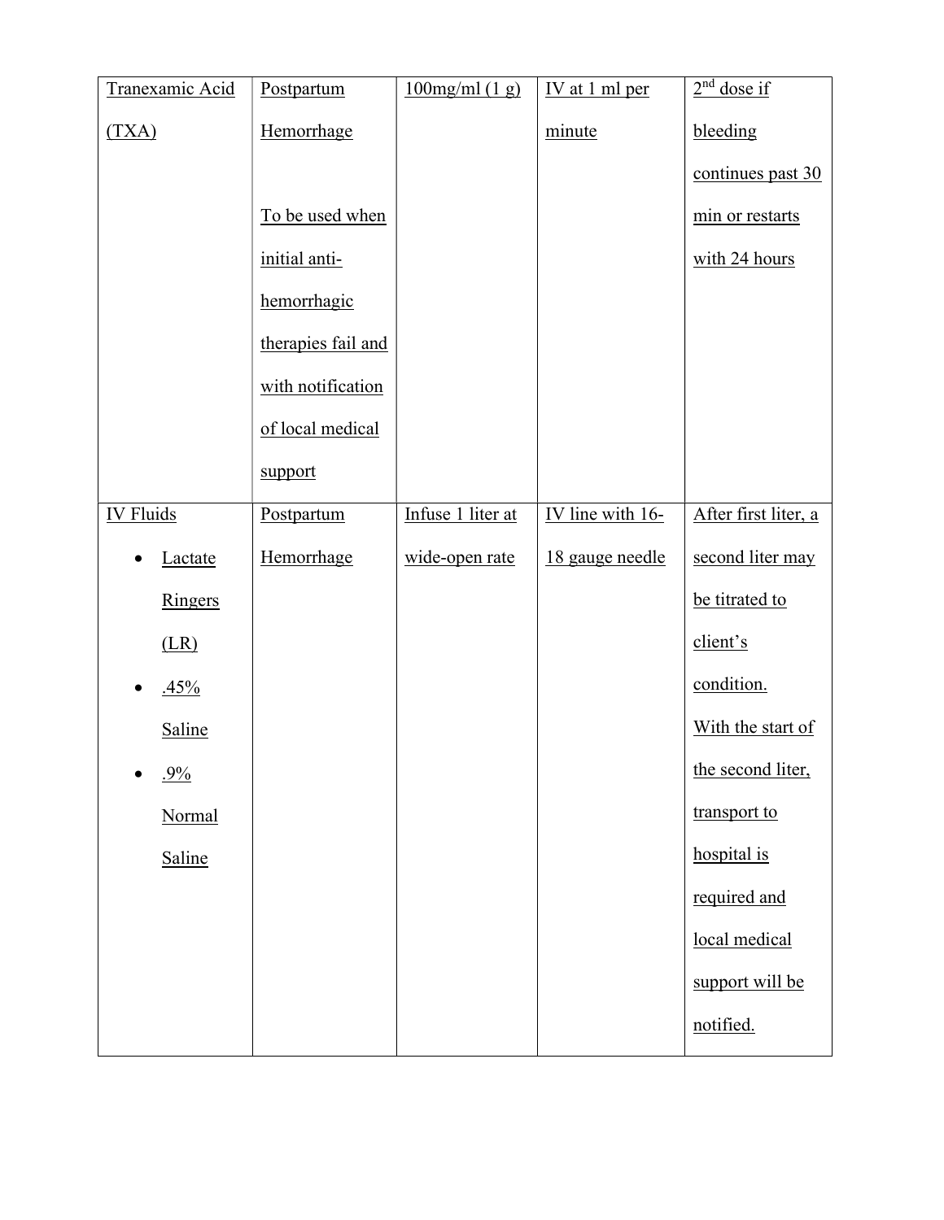| | | | | |
|---|---|---|---|---|
| Tranexamic Acid (TXA) | Postpartum Hemorrhage<br><br>To be used when initial anti-hemorrhagic therapies fail and with notification of local medical support | 100mg/ml (1 g) | IV at 1 ml per minute | 2nd dose if bleeding continues past 30 min or restarts with 24 hours |
| IV Fluids<br>• Lactate Ringers (LR)<br>• .45% Saline<br>• .9% Normal Saline | Postpartum Hemorrhage | Infuse 1 liter at wide-open rate | IV line with 16-18 gauge needle | After first liter, a second liter may be titrated to client's condition. With the start of the second liter, transport to hospital is required and local medical support will be notified. |